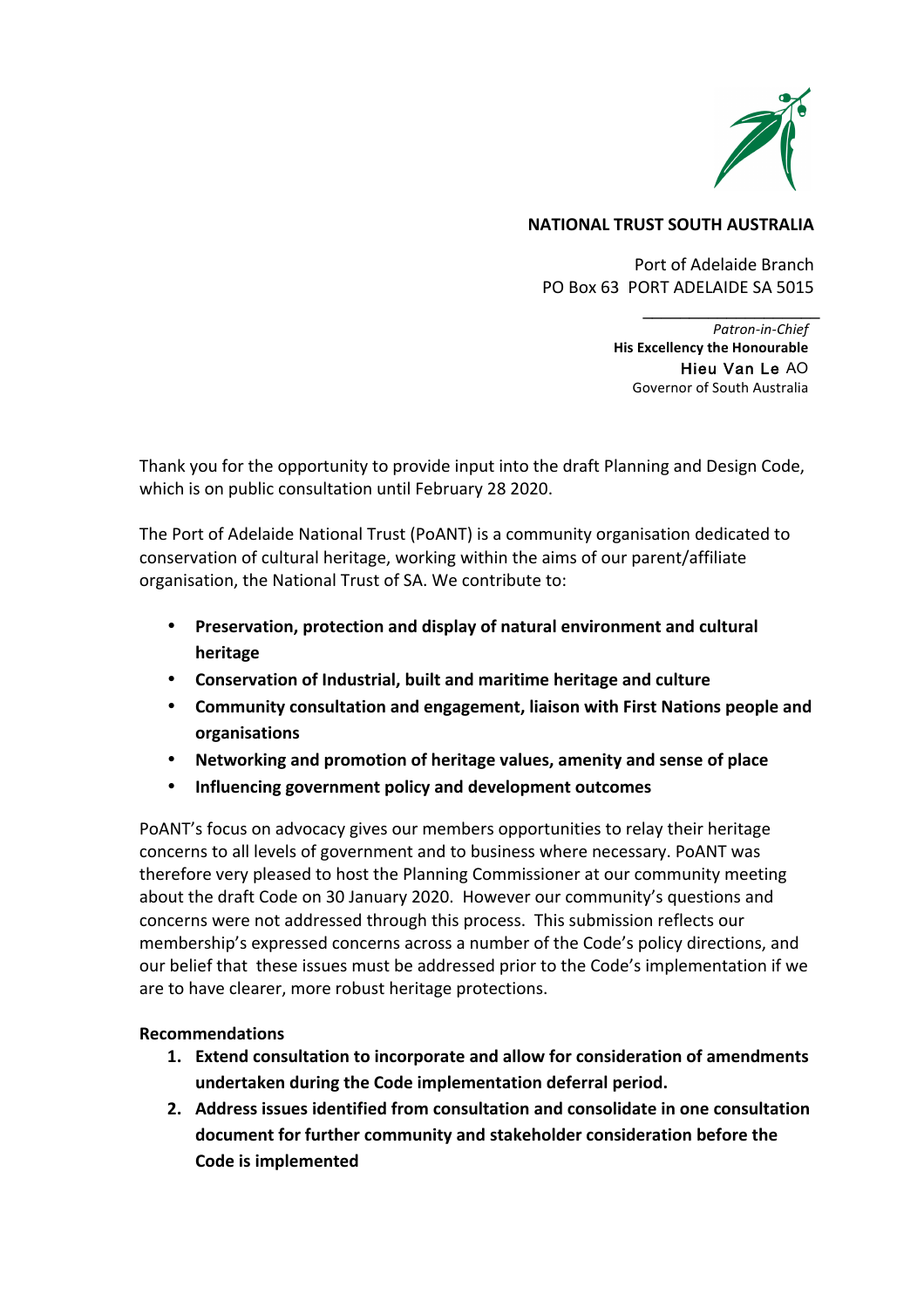**NATIONAL TRUST SOUTH AUSTRALIA**

Port of Adelaide Branch
PO Box 63 PORT ADELAIDE SA 5015

*Patron-in-Chief*
**His Excellency the Honourable**
Hieu Van Le AO
Governor of South Australia

Thank you for the opportunity to provide input into the draft Planning and Design Code, which is on public consultation until February 28 2020.

The Port of Adelaide National Trust (PoANT) is a community organisation dedicated to conservation of cultural heritage, working within the aims of our parent/affiliate organisation, the National Trust of SA. We contribute to:

- **Preservation, protection and display of natural environment and cultural heritage**
- **Conservation of Industrial, built and maritime heritage and culture**
- **Community consultation and engagement, liaison with First Nations people and organisations**
- **Networking and promotion of heritage values, amenity and sense of place**
- **Influencing government policy and development outcomes**

PoANT's focus on advocacy gives our members opportunities to relay their heritage concerns to all levels of government and to business where necessary. PoANT was therefore very pleased to host the Planning Commissioner at our community meeting about the draft Code on 30 January 2020. However our community's questions and concerns were not addressed through this process. This submission reflects our membership's expressed concerns across a number of the Code's policy directions, and our belief that these issues must be addressed prior to the Code's implementation if we are to have clearer, more robust heritage protections.

**Recommendations**

1. **Extend consultation to incorporate and allow for consideration of amendments undertaken during the Code implementation deferral period.**
2. **Address issues identified from consultation and consolidate in one consultation document for further community and stakeholder consideration before the Code is implemented**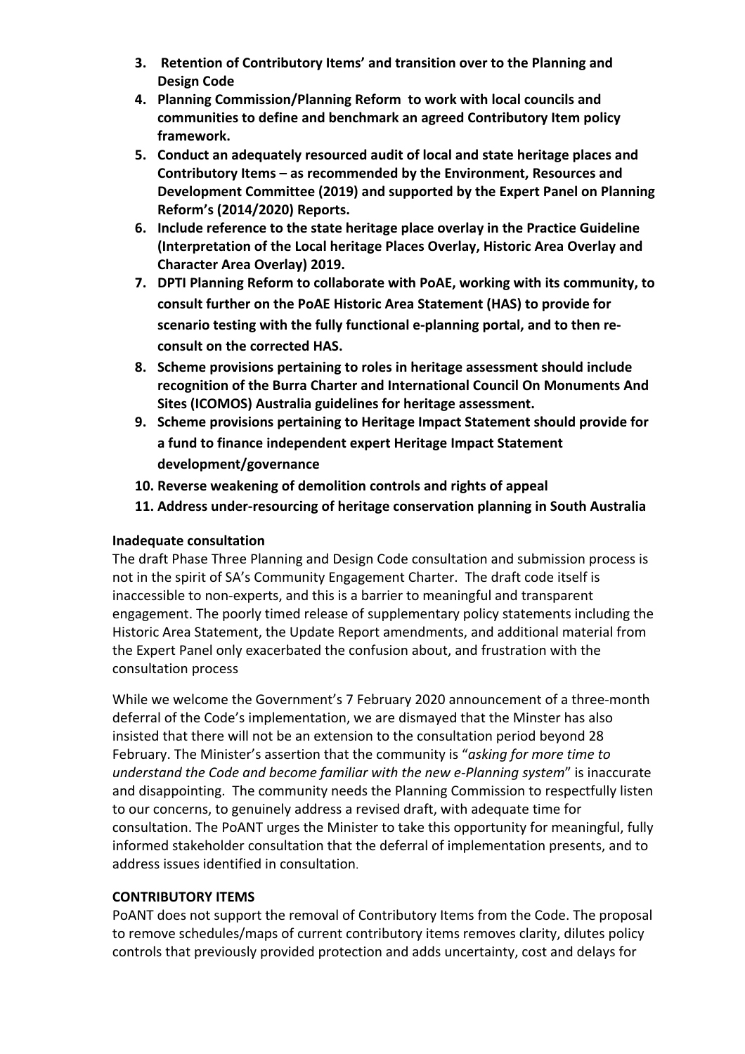3. **Retention of Contributory Items' and transition over to the Planning and Design Code**
4. **Planning Commission/Planning Reform to work with local councils and communities to define and benchmark an agreed Contributory Item policy framework.**
5. **Conduct an adequately resourced audit of local and state heritage places and Contributory Items – as recommended by the Environment, Resources and Development Committee (2019) and supported by the Expert Panel on Planning Reform's (2014/2020) Reports.**
6. **Include reference to the state heritage place overlay in the Practice Guideline (Interpretation of the Local heritage Places Overlay, Historic Area Overlay and Character Area Overlay) 2019.**
7. **DPTI Planning Reform to collaborate with PoAE, working with its community, to consult further on the PoAE Historic Area Statement (HAS) to provide for scenario testing with the fully functional e-planning portal, and to then re-consult on the corrected HAS.**
8. **Scheme provisions pertaining to roles in heritage assessment should include recognition of the Burra Charter and International Council On Monuments And Sites (ICOMOS) Australia guidelines for heritage assessment.**
9. **Scheme provisions pertaining to Heritage Impact Statement should provide for a fund to finance independent expert Heritage Impact Statement development/governance**
10. **Reverse weakening of demolition controls and rights of appeal**
11. **Address under-resourcing of heritage conservation planning in South Australia**

**Inadequate consultation**

The draft Phase Three Planning and Design Code consultation and submission process is not in the spirit of SA's Community Engagement Charter. The draft code itself is inaccessible to non-experts, and this is a barrier to meaningful and transparent engagement. The poorly timed release of supplementary policy statements including the Historic Area Statement, the Update Report amendments, and additional material from the Expert Panel only exacerbated the confusion about, and frustration with the consultation process

While we welcome the Government's 7 February 2020 announcement of a three-month deferral of the Code's implementation, we are dismayed that the Minster has also insisted that there will not be an extension to the consultation period beyond 28 February. The Minister's assertion that the community is "*asking for more time to understand the Code and become familiar with the new e-Planning system*" is inaccurate and disappointing. The community needs the Planning Commission to respectfully listen to our concerns, to genuinely address a revised draft, with adequate time for consultation. The PoANT urges the Minister to take this opportunity for meaningful, fully informed stakeholder consultation that the deferral of implementation presents, and to address issues identified in consultation.

**CONTRIBUTORY ITEMS**

PoANT does not support the removal of Contributory Items from the Code. The proposal to remove schedules/maps of current contributory items removes clarity, dilutes policy controls that previously provided protection and adds uncertainty, cost and delays for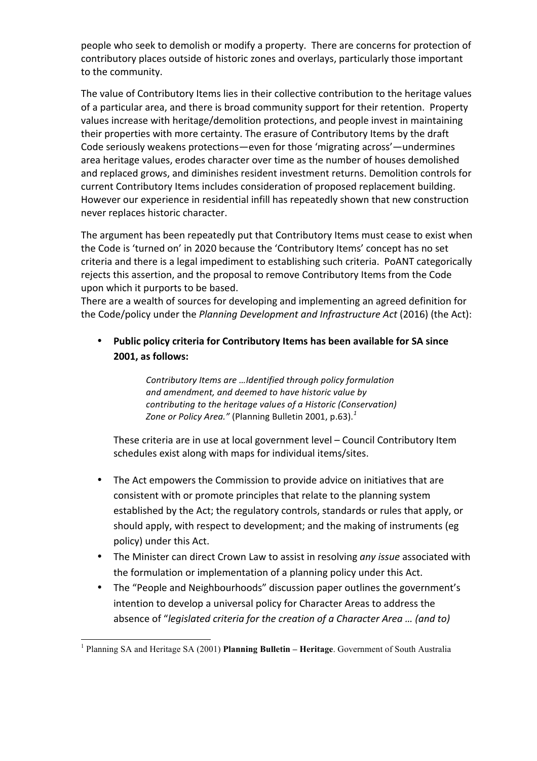people who seek to demolish or modify a property. There are concerns for protection of contributory places outside of historic zones and overlays, particularly those important to the community.

The value of Contributory Items lies in their collective contribution to the heritage values of a particular area, and there is broad community support for their retention. Property values increase with heritage/demolition protections, and people invest in maintaining their properties with more certainty. The erasure of Contributory Items by the draft Code seriously weakens protections—even for those 'migrating across'—undermines area heritage values, erodes character over time as the number of houses demolished and replaced grows, and diminishes resident investment returns. Demolition controls for current Contributory Items includes consideration of proposed replacement building. However our experience in residential infill has repeatedly shown that new construction never replaces historic character.

The argument has been repeatedly put that Contributory Items must cease to exist when the Code is 'turned on' in 2020 because the 'Contributory Items' concept has no set criteria and there is a legal impediment to establishing such criteria. PoANT categorically rejects this assertion, and the proposal to remove Contributory Items from the Code upon which it purports to be based.

There are a wealth of sources for developing and implementing an agreed definition for the Code/policy under the *Planning Development and Infrastructure Act* (2016) (the Act):

- **Public policy criteria for Contributory Items has been available for SA since 2001, as follows:**

  > *Contributory Items are …Identified through policy formulation and amendment, and deemed to have historic value by contributing to the heritage values of a Historic (Conservation) Zone or Policy Area."* (Planning Bulletin 2001, p.63).[1]

  These criteria are in use at local government level – Council Contributory Item schedules exist along with maps for individual items/sites.

- The Act empowers the Commission to provide advice on initiatives that are consistent with or promote principles that relate to the planning system established by the Act; the regulatory controls, standards or rules that apply, or should apply, with respect to development; and the making of instruments (eg policy) under this Act.
- The Minister can direct Crown Law to assist in resolving *any issue* associated with the formulation or implementation of a planning policy under this Act.
- The "People and Neighbourhoods" discussion paper outlines the government's intention to develop a universal policy for Character Areas to address the absence of "*legislated criteria for the creation of a Character Area … (and to)*

---

[1] Planning SA and Heritage SA (2001) **Planning Bulletin – Heritage**. Government of South Australia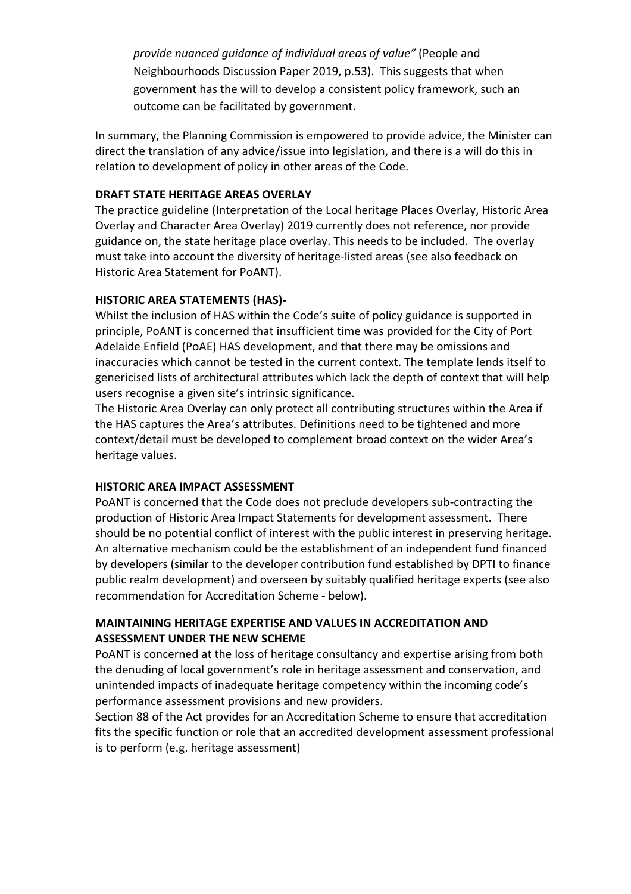*provide nuanced guidance of individual areas of value"* (People and Neighbourhoods Discussion Paper 2019, p.53). This suggests that when government has the will to develop a consistent policy framework, such an outcome can be facilitated by government.

In summary, the Planning Commission is empowered to provide advice, the Minister can direct the translation of any advice/issue into legislation, and there is a will do this in relation to development of policy in other areas of the Code.

**DRAFT STATE HERITAGE AREAS OVERLAY**

The practice guideline (Interpretation of the Local heritage Places Overlay, Historic Area Overlay and Character Area Overlay) 2019 currently does not reference, nor provide guidance on, the state heritage place overlay. This needs to be included. The overlay must take into account the diversity of heritage-listed areas (see also feedback on Historic Area Statement for PoANT).

**HISTORIC AREA STATEMENTS (HAS)-**

Whilst the inclusion of HAS within the Code's suite of policy guidance is supported in principle, PoANT is concerned that insufficient time was provided for the City of Port Adelaide Enfield (PoAE) HAS development, and that there may be omissions and inaccuracies which cannot be tested in the current context. The template lends itself to genericised lists of architectural attributes which lack the depth of context that will help users recognise a given site's intrinsic significance.

The Historic Area Overlay can only protect all contributing structures within the Area if the HAS captures the Area's attributes. Definitions need to be tightened and more context/detail must be developed to complement broad context on the wider Area's heritage values.

**HISTORIC AREA IMPACT ASSESSMENT**

PoANT is concerned that the Code does not preclude developers sub-contracting the production of Historic Area Impact Statements for development assessment. There should be no potential conflict of interest with the public interest in preserving heritage. An alternative mechanism could be the establishment of an independent fund financed by developers (similar to the developer contribution fund established by DPTI to finance public realm development) and overseen by suitably qualified heritage experts (see also recommendation for Accreditation Scheme - below).

**MAINTAINING HERITAGE EXPERTISE AND VALUES IN ACCREDITATION AND ASSESSMENT UNDER THE NEW SCHEME**

PoANT is concerned at the loss of heritage consultancy and expertise arising from both the denuding of local government's role in heritage assessment and conservation, and unintended impacts of inadequate heritage competency within the incoming code's performance assessment provisions and new providers.

Section 88 of the Act provides for an Accreditation Scheme to ensure that accreditation fits the specific function or role that an accredited development assessment professional is to perform (e.g. heritage assessment)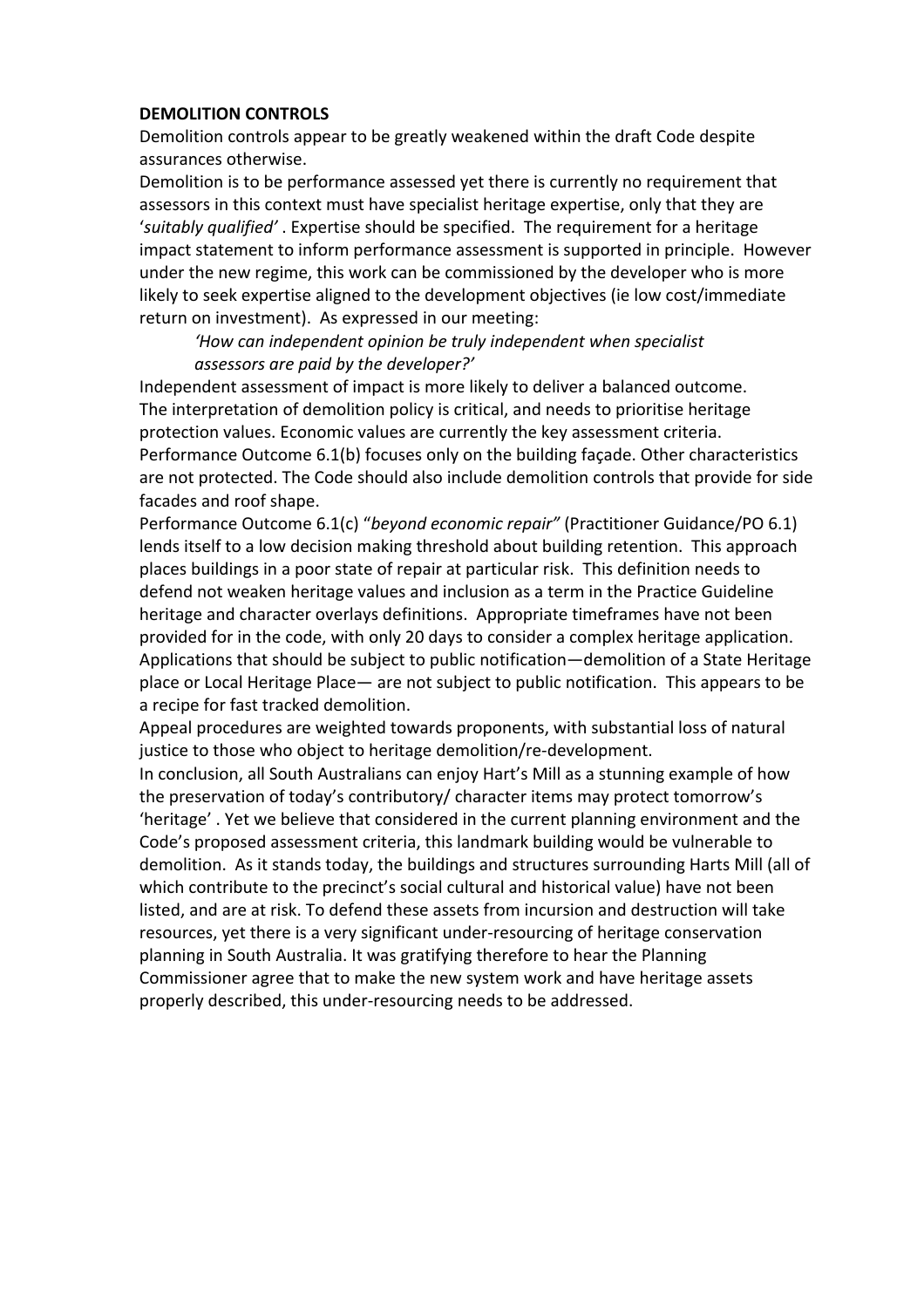**DEMOLITION CONTROLS**

Demolition controls appear to be greatly weakened within the draft Code despite assurances otherwise.

Demolition is to be performance assessed yet there is currently no requirement that assessors in this context must have specialist heritage expertise, only that they are '*suitably qualified*' . Expertise should be specified. The requirement for a heritage impact statement to inform performance assessment is supported in principle. However under the new regime, this work can be commissioned by the developer who is more likely to seek expertise aligned to the development objectives (ie low cost/immediate return on investment). As expressed in our meeting:

> *'How can independent opinion be truly independent when specialist assessors are paid by the developer?'*

Independent assessment of impact is more likely to deliver a balanced outcome.

The interpretation of demolition policy is critical, and needs to prioritise heritage protection values. Economic values are currently the key assessment criteria.

Performance Outcome 6.1(b) focuses only on the building façade. Other characteristics are not protected. The Code should also include demolition controls that provide for side facades and roof shape.

Performance Outcome 6.1(c) "*beyond economic repair"* (Practitioner Guidance/PO 6.1) lends itself to a low decision making threshold about building retention. This approach places buildings in a poor state of repair at particular risk. This definition needs to defend not weaken heritage values and inclusion as a term in the Practice Guideline heritage and character overlays definitions. Appropriate timeframes have not been provided for in the code, with only 20 days to consider a complex heritage application.

Applications that should be subject to public notification—demolition of a State Heritage place or Local Heritage Place— are not subject to public notification. This appears to be a recipe for fast tracked demolition.

Appeal procedures are weighted towards proponents, with substantial loss of natural justice to those who object to heritage demolition/re-development.

In conclusion, all South Australians can enjoy Hart's Mill as a stunning example of how the preservation of today's contributory/ character items may protect tomorrow's 'heritage' . Yet we believe that considered in the current planning environment and the Code's proposed assessment criteria, this landmark building would be vulnerable to demolition. As it stands today, the buildings and structures surrounding Harts Mill (all of which contribute to the precinct's social cultural and historical value) have not been listed, and are at risk. To defend these assets from incursion and destruction will take resources, yet there is a very significant under-resourcing of heritage conservation planning in South Australia. It was gratifying therefore to hear the Planning Commissioner agree that to make the new system work and have heritage assets properly described, this under-resourcing needs to be addressed.